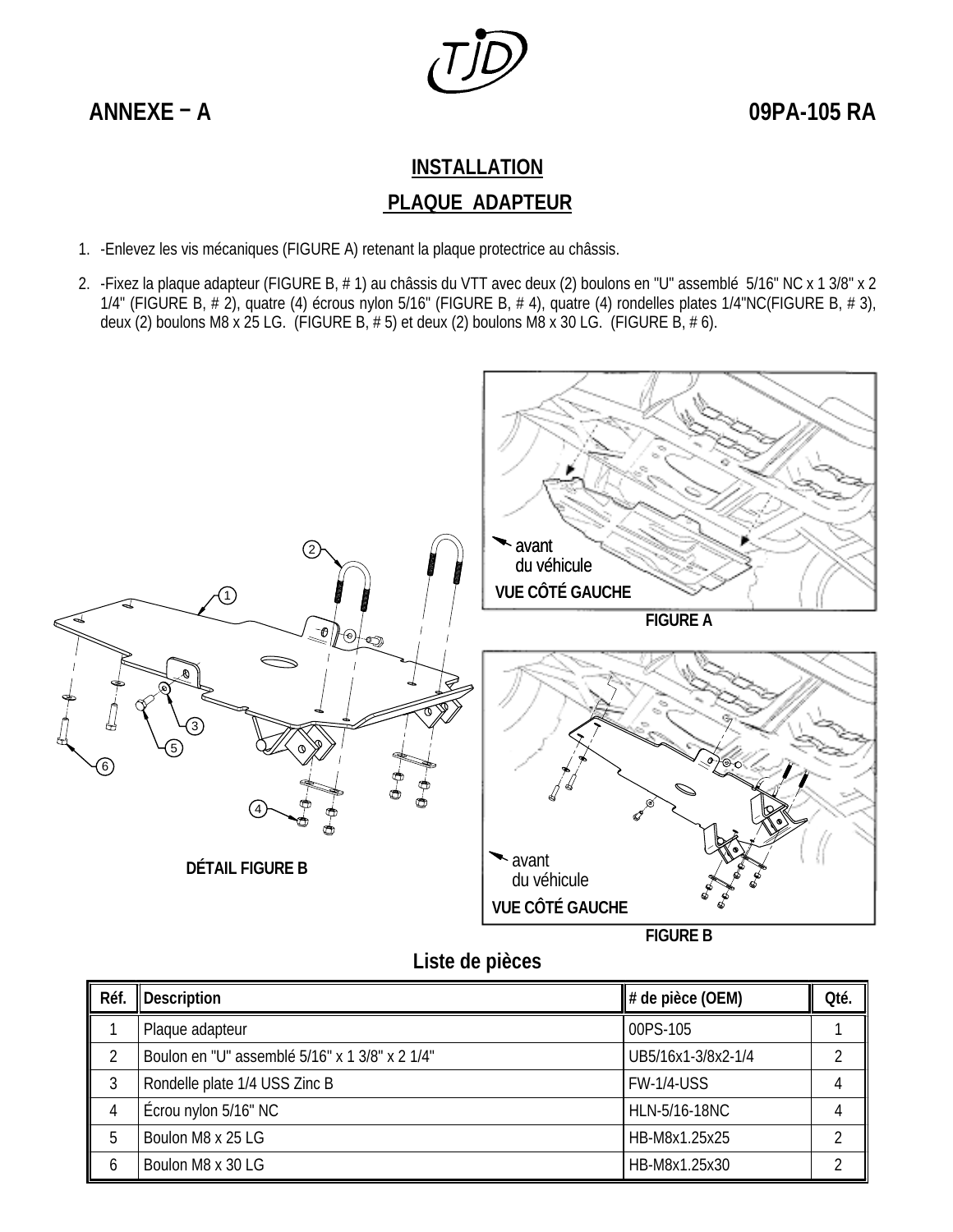ANNEXE – A

09PA-105 RA

## INSTALLATION

## PLAQUE ADAPTEUR

1. -Enlevez les vis mécaniques (FIGURE A) retenant la plaque protectrice au châssis.
2. -Fixez la plaque adapteur (FIGURE B, # 1) au châssis du VTT avec deux (2) boulons en "U" assemblé 5/16" NC x 1 3/8" x 2 1/4" (FIGURE B, # 2), quatre (4) écrous nylon 5/16" (FIGURE B, # 4), quatre (4) rondelles plates 1/4"NC(FIGURE B, # 3), deux (2) boulons M8 x 25 LG. (FIGURE B, # 5) et deux (2) boulons M8 x 30 LG. (FIGURE B, # 6).

avant du véhicule

VUE CÔTÉ GAUCHE

FIGURE A

DÉTAIL FIGURE B

avant du véhicule

VUE CÔTÉ GAUCHE

FIGURE B

### Liste de pièces

| Réf. | Description | # de pièce (OEM) | Qté. |
|---|---|---|---|
| 1 | Plaque adapteur | 00PS-105 | 1 |
| 2 | Boulon en "U" assemblé 5/16" x 1 3/8" x 2 1/4" | UB5/16x1-3/8x2-1/4 | 2 |
| 3 | Rondelle plate 1/4 USS Zinc B | FW-1/4-USS | 4 |
| 4 | Écrou nylon 5/16" NC | HLN-5/16-18NC | 4 |
| 5 | Boulon M8 x 25 LG | HB-M8x1.25x25 | 2 |
| 6 | Boulon M8 x 30 LG | HB-M8x1.25x30 | 2 |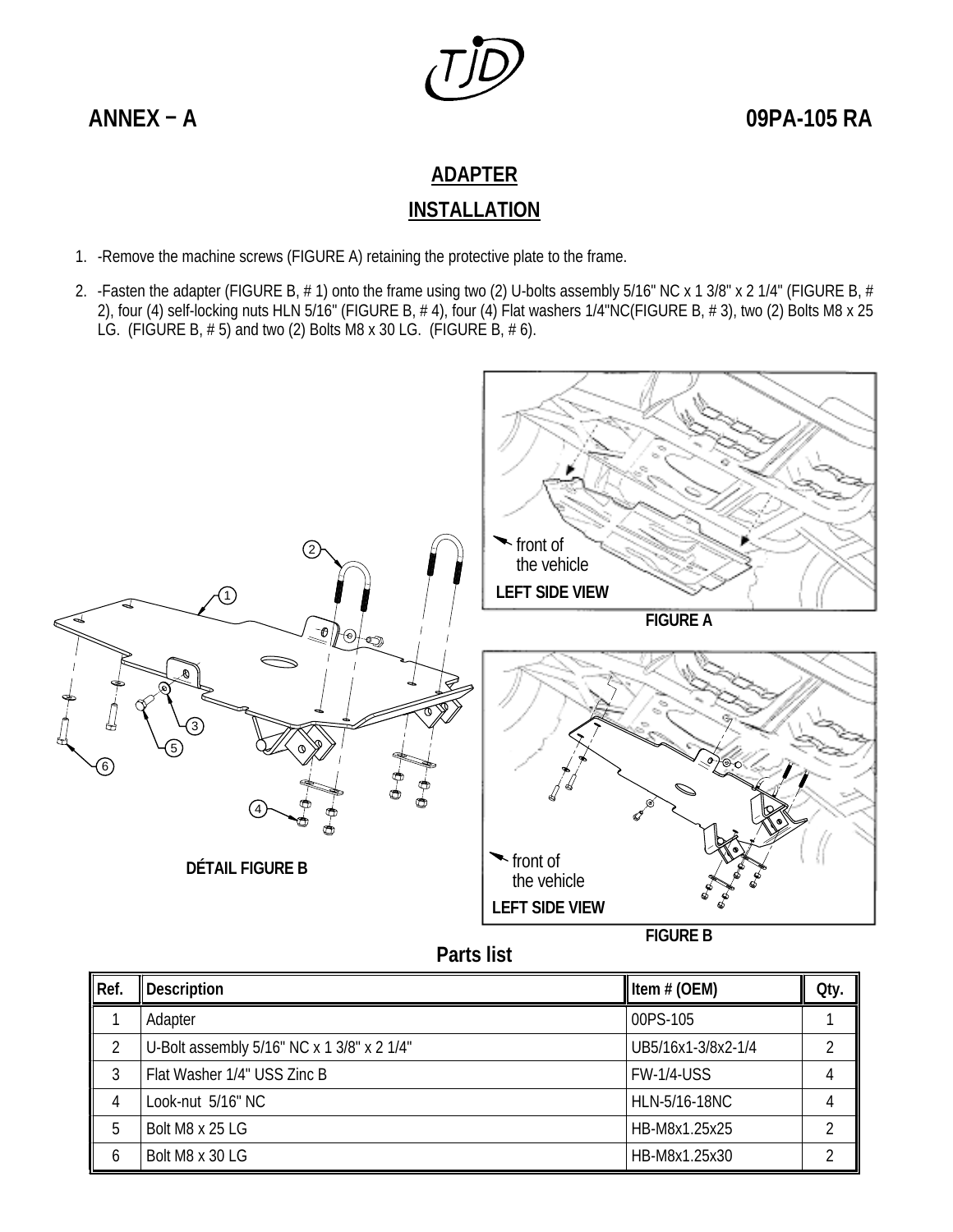ANNEX – A

09PA-105 RA

## ADAPTER

## INSTALLATION

1. -Remove the machine screws (FIGURE A) retaining the protective plate to the frame.
2. -Fasten the adapter (FIGURE B, # 1) onto the frame using two (2) U-bolts assembly 5/16" NC x 1 3/8" x 2 1/4" (FIGURE B, # 2), four (4) self-locking nuts HLN 5/16" (FIGURE B, # 4), four (4) Flat washers 1/4"NC(FIGURE B, # 3), two (2) Bolts M8 x 25 LG. (FIGURE B, # 5) and two (2) Bolts M8 x 30 LG. (FIGURE B, # 6).

front of the vehicle

LEFT SIDE VIEW

FIGURE A

DÉTAIL FIGURE B

front of the vehicle

LEFT SIDE VIEW

FIGURE B

**Parts list**

| Ref. | Description | Item # (OEM) | Qty. |
|---|---|---|---|
| 1 | Adapter | 00PS-105 | 1 |
| 2 | U-Bolt assembly 5/16" NC x 1 3/8" x 2 1/4" | UB5/16x1-3/8x2-1/4 | 2 |
| 3 | Flat Washer 1/4" USS Zinc B | FW-1/4-USS | 4 |
| 4 | Look-nut 5/16" NC | HLN-5/16-18NC | 4 |
| 5 | Bolt M8 x 25 LG | HB-M8x1.25x25 | 2 |
| 6 | Bolt M8 x 30 LG | HB-M8x1.25x30 | 2 |